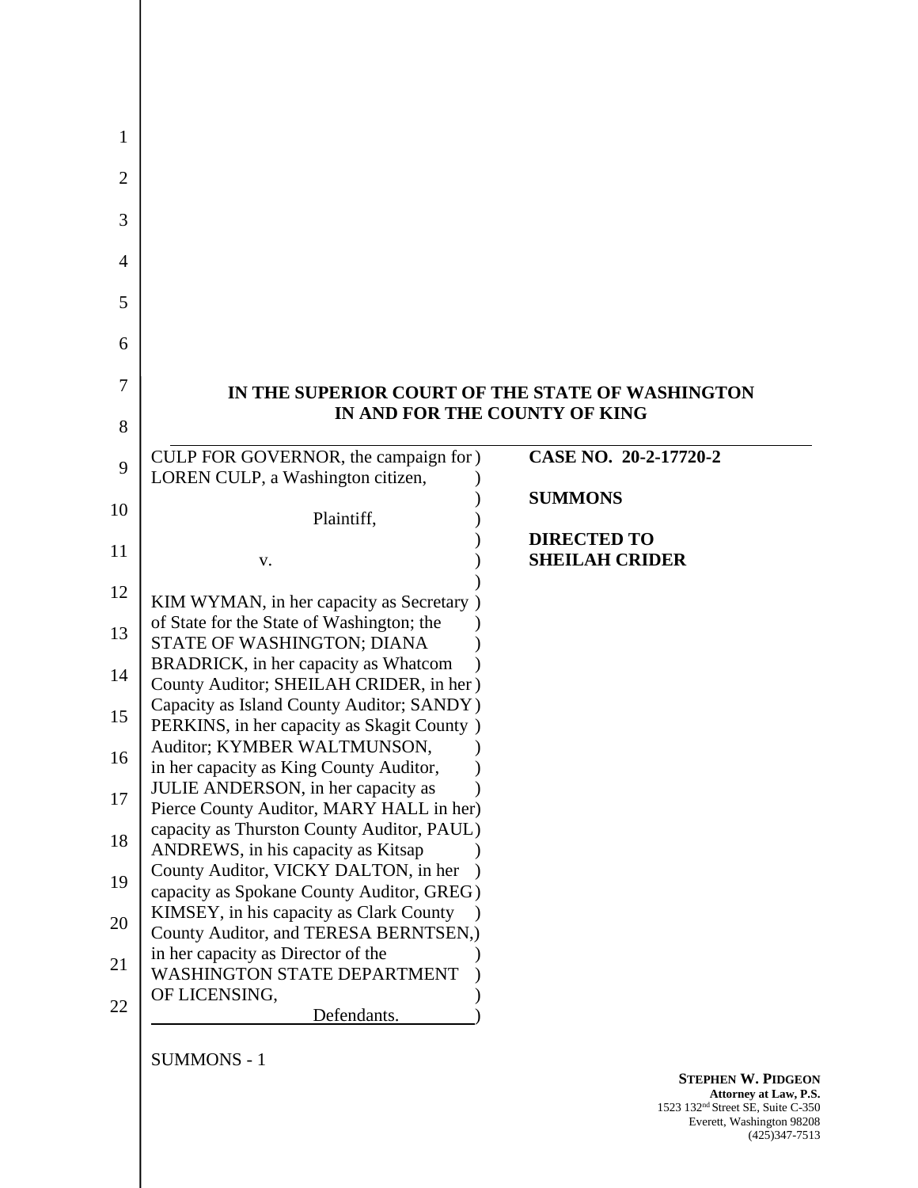**IN THE SUPERIOR COURT OF THE STATE OF WASHINGTON**
**IN AND FOR THE COUNTY OF KING**

| | |
|---|---|
| CULP FOR GOVERNOR, the campaign for LOREN CULP, a Washington citizen,<br><br>Plaintiff,<br><br>v.<br><br>KIM WYMAN, in her capacity as Secretary of State for the State of Washington; the STATE OF WASHINGTON; DIANA BRADRICK, in her capacity as Whatcom County Auditor; SHEILAH CRIDER, in her Capacity as Island County Auditor; SANDY PERKINS, in her capacity as Skagit County Auditor; KYMBER WALTMUNSON, in her capacity as King County Auditor, JULIE ANDERSON, in her capacity as Pierce County Auditor, MARY HALL in her capacity as Thurston County Auditor, PAUL ANDREWS, in his capacity as Kitsap County Auditor, VICKY DALTON, in her capacity as Spokane County Auditor, GREG KIMSEY, in his capacity as Clark County County Auditor, and TERESA BERNTSEN, in her capacity as Director of the WASHINGTON STATE DEPARTMENT OF LICENSING,<br><br>Defendants. | **CASE NO. 20-2-17720-2**<br><br>**SUMMONS**<br><br>**DIRECTED TO SHEILAH CRIDER** |

SUMMONS - 1

**STEPHEN W. PIDGEON**
**Attorney at Law, P.S.**
1523 132nd Street SE, Suite C-350
Everett, Washington 98208
(425)347-7513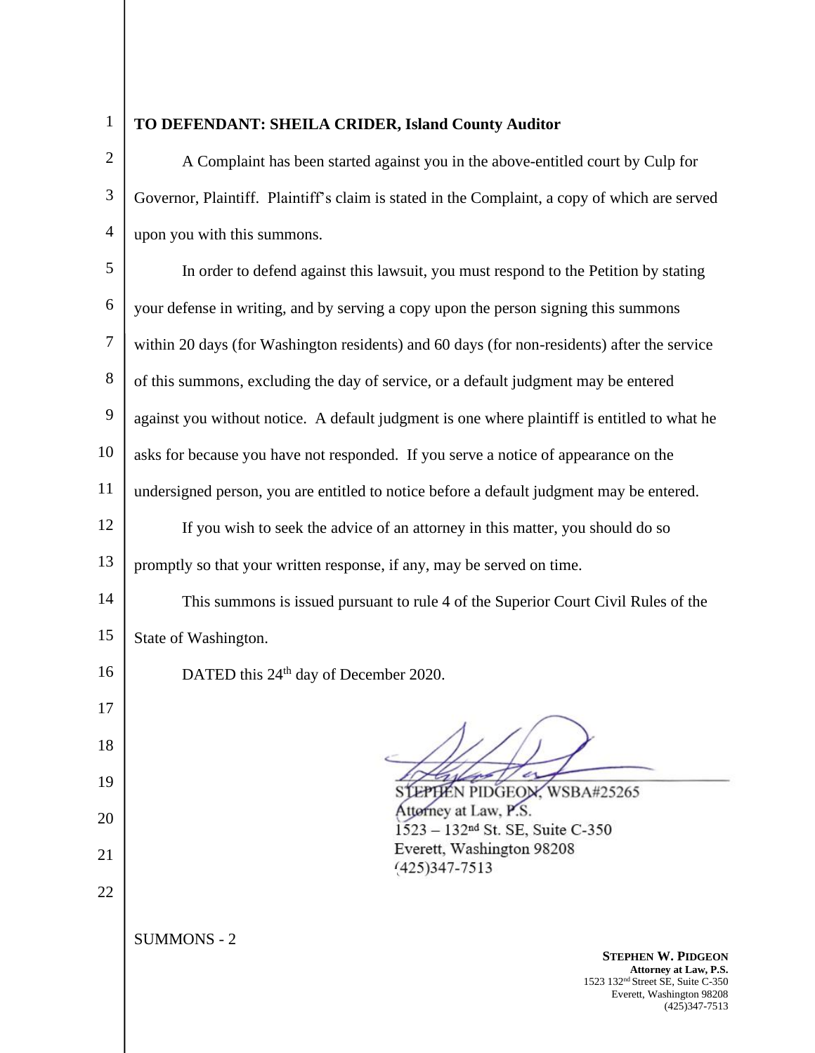**TO DEFENDANT: SHEILA CRIDER, Island County Auditor**

A Complaint has been started against you in the above-entitled court by Culp for Governor, Plaintiff. Plaintiff's claim is stated in the Complaint, a copy of which are served upon you with this summons.

In order to defend against this lawsuit, you must respond to the Petition by stating your defense in writing, and by serving a copy upon the person signing this summons within 20 days (for Washington residents) and 60 days (for non-residents) after the service of this summons, excluding the day of service, or a default judgment may be entered against you without notice. A default judgment is one where plaintiff is entitled to what he asks for because you have not responded. If you serve a notice of appearance on the undersigned person, you are entitled to notice before a default judgment may be entered.

If you wish to seek the advice of an attorney in this matter, you should do so promptly so that your written response, if any, may be served on time.

This summons is issued pursuant to rule 4 of the Superior Court Civil Rules of the State of Washington.

DATED this 24th day of December 2020.

STEPHEN PIDGEON, WSBA#25265
Attorney at Law, P.S.
1523 – 132nd St. SE, Suite C-350
Everett, Washington 98208
(425)347-7513

SUMMONS - 2